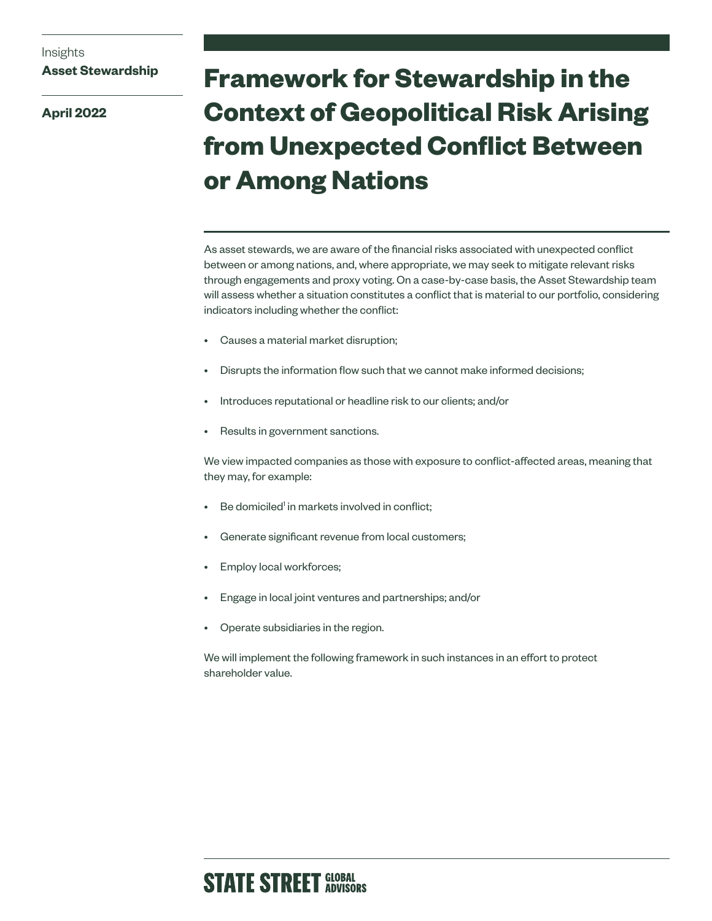Insights
**Asset Stewardship**

**April 2022**

# Framework for Stewardship in the Context of Geopolitical Risk Arising from Unexpected Conflict Between or Among Nations

As asset stewards, we are aware of the financial risks associated with unexpected conflict between or among nations, and, where appropriate, we may seek to mitigate relevant risks through engagements and proxy voting. On a case-by-case basis, the Asset Stewardship team will assess whether a situation constitutes a conflict that is material to our portfolio, considering indicators including whether the conflict:

- Causes a material market disruption;
- Disrupts the information flow such that we cannot make informed decisions;
- Introduces reputational or headline risk to our clients; and/or
- Results in government sanctions.

We view impacted companies as those with exposure to conflict-affected areas, meaning that they may, for example:

- Be domiciled[1] in markets involved in conflict;
- Generate significant revenue from local customers;
- Employ local workforces;
- Engage in local joint ventures and partnerships; and/or
- Operate subsidiaries in the region.

We will implement the following framework in such instances in an effort to protect shareholder value.

STATE STREET GLOBAL ADVISORS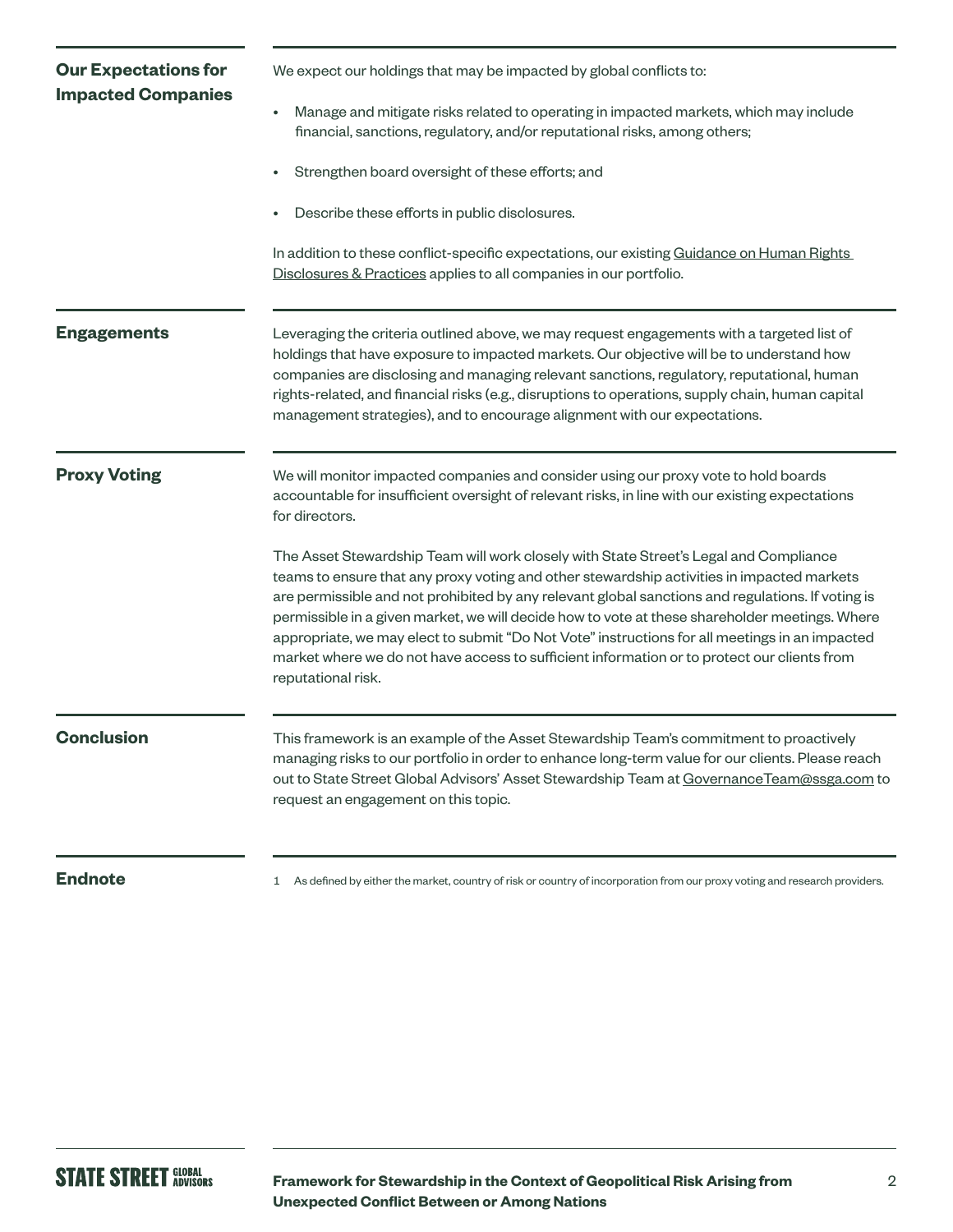## Our Expectations for Impacted Companies

We expect our holdings that may be impacted by global conflicts to:

- Manage and mitigate risks related to operating in impacted markets, which may include financial, sanctions, regulatory, and/or reputational risks, among others;
- Strengthen board oversight of these efforts; and
- Describe these efforts in public disclosures.

In addition to these conflict-specific expectations, our existing Guidance on Human Rights Disclosures & Practices applies to all companies in our portfolio.

## Engagements

Leveraging the criteria outlined above, we may request engagements with a targeted list of holdings that have exposure to impacted markets. Our objective will be to understand how companies are disclosing and managing relevant sanctions, regulatory, reputational, human rights-related, and financial risks (e.g., disruptions to operations, supply chain, human capital management strategies), and to encourage alignment with our expectations.

## Proxy Voting

We will monitor impacted companies and consider using our proxy vote to hold boards accountable for insufficient oversight of relevant risks, in line with our existing expectations for directors.

The Asset Stewardship Team will work closely with State Street's Legal and Compliance teams to ensure that any proxy voting and other stewardship activities in impacted markets are permissible and not prohibited by any relevant global sanctions and regulations. If voting is permissible in a given market, we will decide how to vote at these shareholder meetings. Where appropriate, we may elect to submit "Do Not Vote" instructions for all meetings in an impacted market where we do not have access to sufficient information or to protect our clients from reputational risk.

## Conclusion

This framework is an example of the Asset Stewardship Team's commitment to proactively managing risks to our portfolio in order to enhance long-term value for our clients. Please reach out to State Street Global Advisors' Asset Stewardship Team at GovernanceTeam@ssga.com to request an engagement on this topic.

## Endnote

1 As defined by either the market, country of risk or country of incorporation from our proxy voting and research providers.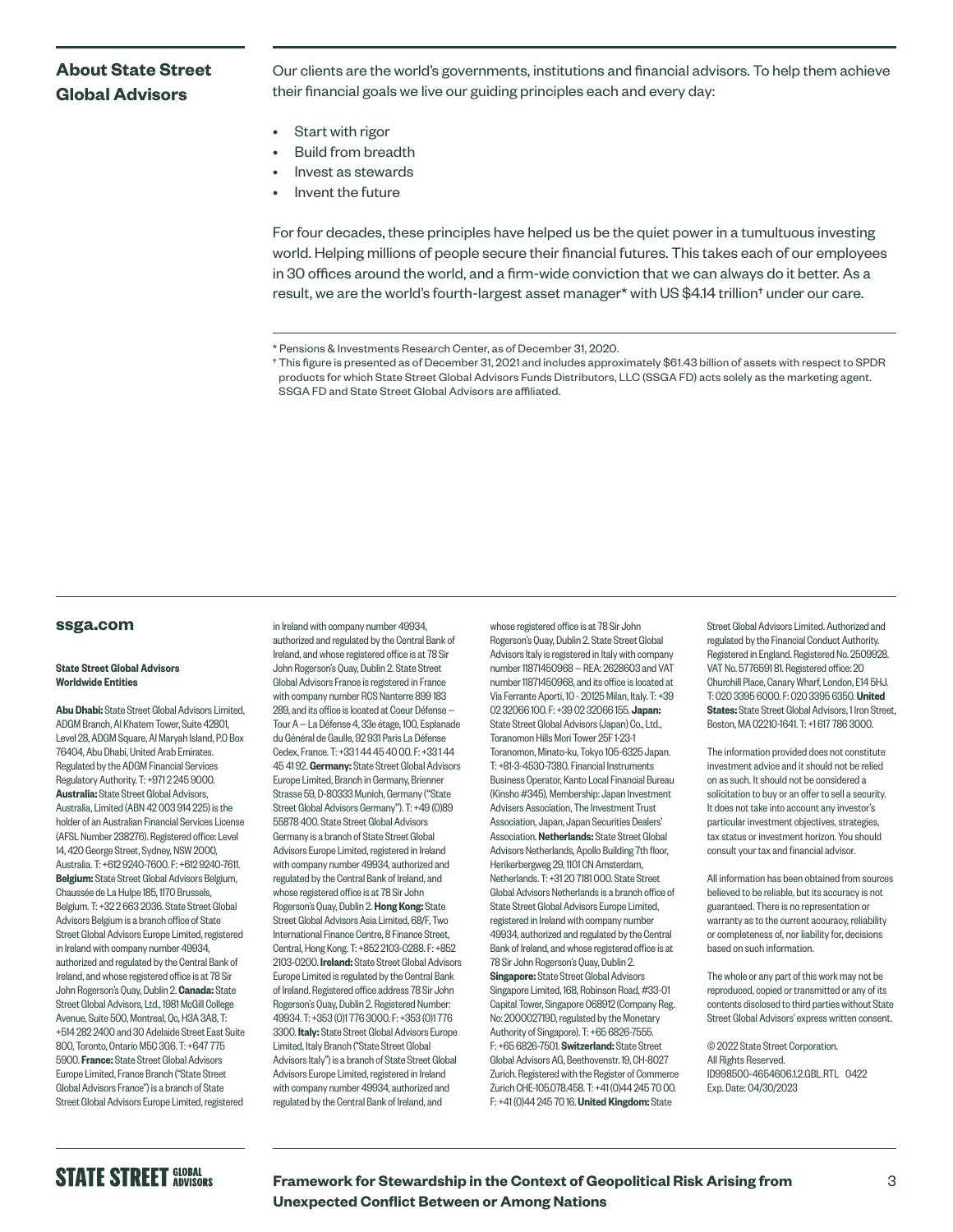## About State Street Global Advisors

Our clients are the world's governments, institutions and financial advisors. To help them achieve their financial goals we live our guiding principles each and every day:

- Start with rigor
- Build from breadth
- Invest as stewards
- Invent the future

For four decades, these principles have helped us be the quiet power in a tumultuous investing world. Helping millions of people secure their financial futures. This takes each of our employees in 30 offices around the world, and a firm-wide conviction that we can always do it better. As a result, we are the world's fourth-largest asset manager* with US $4.14 trillion† under our care.

* Pensions & Investments Research Center, as of December 31, 2020.

† This figure is presented as of December 31, 2021 and includes approximately $61.43 billion of assets with respect to SPDR products for which State Street Global Advisors Funds Distributors, LLC (SSGA FD) acts solely as the marketing agent. SSGA FD and State Street Global Advisors are affiliated.

**ssga.com**

**State Street Global Advisors Worldwide Entities**

**Abu Dhabi:** State Street Global Advisors Limited, ADGM Branch, Al Khatem Tower, Suite 42801, Level 28, ADGM Square, Al Maryah Island, P.O Box 76404, Abu Dhabi, United Arab Emirates. Regulated by the ADGM Financial Services Regulatory Authority. T: +971 2 245 9000. **Australia:** State Street Global Advisors, Australia, Limited (ABN 42 003 914 225) is the holder of an Australian Financial Services License (AFSL Number 238276). Registered office: Level 14, 420 George Street, Sydney, NSW 2000, Australia. T: +612 9240-7600. F: +612 9240-7611. **Belgium:** State Street Global Advisors Belgium, Chaussée de La Hulpe 185, 1170 Brussels, Belgium. T: +32 2 663 2036. State Street Global Advisors Belgium is a branch office of State Street Global Advisors Europe Limited, registered in Ireland with company number 49934, authorized and regulated by the Central Bank of Ireland, and whose registered office is at 78 Sir John Rogerson's Quay, Dublin 2. **Canada:** State Street Global Advisors, Ltd., 1981 McGill College Avenue, Suite 500, Montreal, Qc, H3A 3A8, T: +514 282 2400 and 30 Adelaide Street East Suite 800, Toronto, Ontario M5C 3G6. T: +647 775 5900. **France:** State Street Global Advisors Europe Limited, France Branch ("State Street Global Advisors France") is a branch of State Street Global Advisors Europe Limited, registered in Ireland with company number 49934, authorized and regulated by the Central Bank of Ireland, and whose registered office is at 78 Sir John Rogerson's Quay, Dublin 2. State Street Global Advisors France is registered in France with company number RCS Nanterre 899 183 289, and its office is located at Coeur Défense — Tour A — La Défense 4, 33e étage, 100, Esplanade du Général de Gaulle, 92 931 Paris La Défense Cedex, France. T: +33 1 44 45 40 00. F: +33 1 44 45 41 92. **Germany:** State Street Global Advisors Europe Limited, Branch in Germany, Brienner Strasse 59, D-80333 Munich, Germany ("State Street Global Advisors Germany"). T: +49 (0)89 55878 400. State Street Global Advisors Germany is a branch of State Street Global Advisors Europe Limited, registered in Ireland with company number 49934, authorized and regulated by the Central Bank of Ireland, and whose registered office is at 78 Sir John Rogerson's Quay, Dublin 2. **Hong Kong:** State Street Global Advisors Asia Limited, 68/F, Two International Finance Centre, 8 Finance Street, Central, Hong Kong. T: +852 2103-0288. F: +852 2103-0200. **Ireland:** State Street Global Advisors Europe Limited is regulated by the Central Bank of Ireland. Registered office address 78 Sir John Rogerson's Quay, Dublin 2. Registered Number: 49934. T: +353 (0)1 776 3000. F: +353 (0)1 776 3300. **Italy:** State Street Global Advisors Europe Limited, Italy Branch ("State Street Global Advisors Italy") is a branch of State Street Global Advisors Europe Limited, registered in Ireland with company number 49934, authorized and regulated by the Central Bank of Ireland, and whose registered office is at 78 Sir John Rogerson's Quay, Dublin 2. State Street Global Advisors Italy is registered in Italy with company number 11871450968 — REA: 2628603 and VAT number 11871450968, and its office is located at Via Ferrante Aporti, 10 - 20125 Milan, Italy. T: +39 02 32066 100. F: +39 02 32066 155. **Japan:** State Street Global Advisors (Japan) Co., Ltd., Toranomon Hills Mori Tower 25F 1-23-1 Toranomon, Minato-ku, Tokyo 105-6325 Japan. T: +81-3-4530-7380. Financial Instruments Business Operator, Kanto Local Financial Bureau (Kinsho #345), Membership: Japan Investment Advisers Association, The Investment Trust Association, Japan, Japan Securities Dealers' Association. **Netherlands:** State Street Global Advisors Netherlands, Apollo Building 7th floor, Herikerbergweg 29, 1101 CN Amsterdam, Netherlands. T: +31 20 7181 000. State Street Global Advisors Netherlands is a branch office of State Street Global Advisors Europe Limited, registered in Ireland with company number 49934, authorized and regulated by the Central Bank of Ireland, and whose registered office is at 78 Sir John Rogerson's Quay, Dublin 2. **Singapore:** State Street Global Advisors Singapore Limited, 168, Robinson Road, #33-01 Capital Tower, Singapore 068912 (Company Reg. No: 200002719D, regulated by the Monetary Authority of Singapore). T: +65 6826-7555. F: +65 6826-7501. **Switzerland:** State Street Global Advisors AG, Beethovenstr. 19, CH-8027 Zurich. Registered with the Register of Commerce Zurich CHE-105.078.458. T: +41 (0)44 245 70 00. F: +41 (0)44 245 70 16. **United Kingdom:** State Street Global Advisors Limited. Authorized and regulated by the Financial Conduct Authority. Registered in England. Registered No. 2509928. VAT No. 5776591 81. Registered office: 20 Churchill Place, Canary Wharf, London, E14 5HJ. T: 020 3395 6000. F: 020 3395 6350. **United States:** State Street Global Advisors, 1 Iron Street, Boston, MA 02210-1641. T: +1 617 786 3000.

The information provided does not constitute investment advice and it should not be relied on as such. It should not be considered a solicitation to buy or an offer to sell a security. It does not take into account any investor's particular investment objectives, strategies, tax status or investment horizon. You should consult your tax and financial advisor.

All information has been obtained from sources believed to be reliable, but its accuracy is not guaranteed. There is no representation or warranty as to the current accuracy, reliability or completeness of, nor liability for, decisions based on such information.

The whole or any part of this work may not be reproduced, copied or transmitted or any of its contents disclosed to third parties without State Street Global Advisors' express written consent.

© 2022 State Street Corporation.
All Rights Reserved.
ID998500-4654606.1.2.GBL.RTL 0422
Exp. Date: 04/30/2023